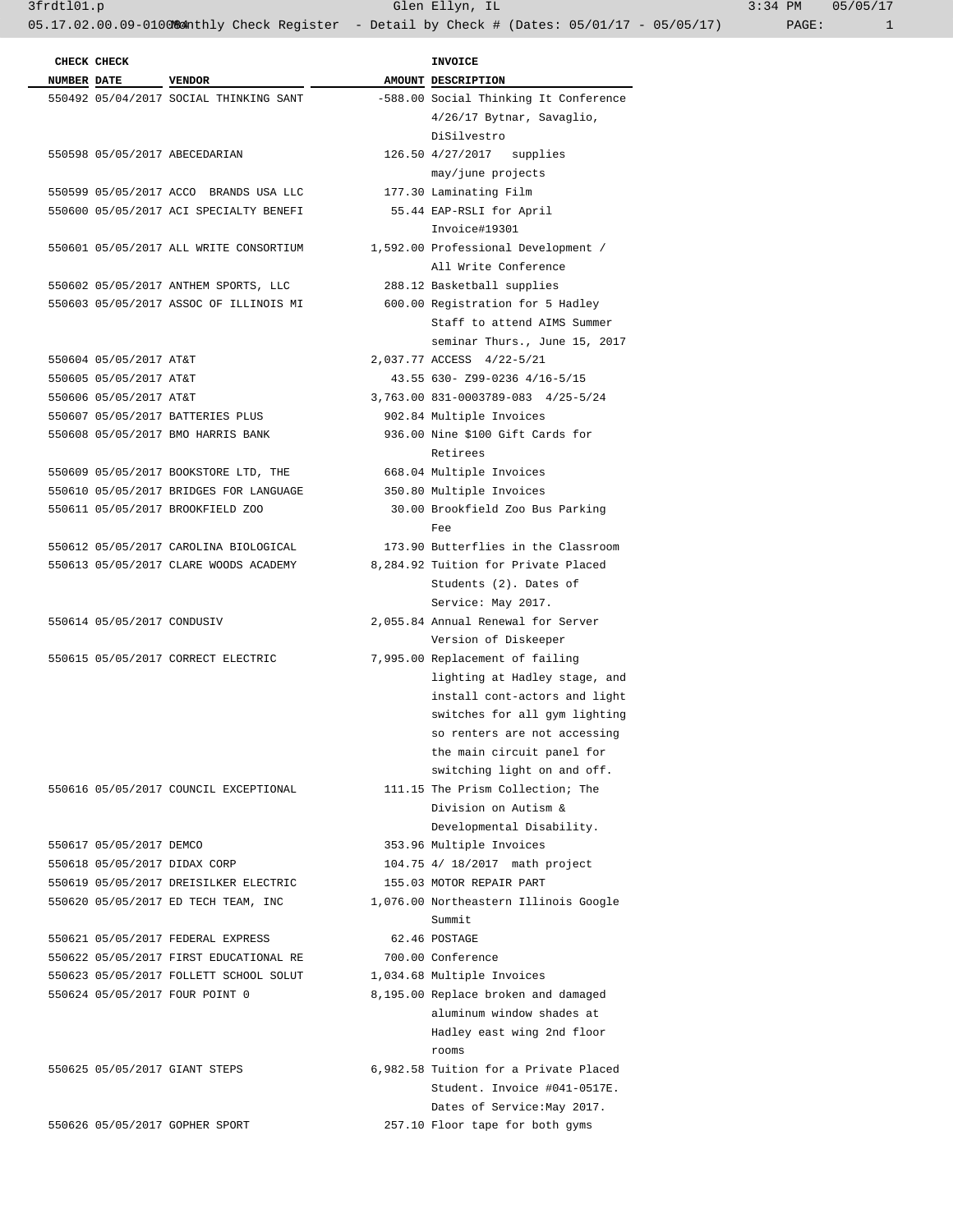05.17.02.00.09-010084 Monthly Check Register - Detail by Check # (Dates: 05/01/17 - 05/05/17)

| CHECK NUMBER | CHECK DATE | VENDOR | AMOUNT | INVOICE DESCRIPTION |
|---|---|---|---|---|
| 550492 | 05/04/2017 | SOCIAL THINKING SANT | -588.00 | Social Thinking It Conference 4/26/17 Bytnar, Savaglio, DiSilvestro |
| 550598 | 05/05/2017 | ABECEDARIAN | 126.50 | 4/27/2017 supplies may/june projects |
| 550599 | 05/05/2017 | ACCO BRANDS USA LLC | 177.30 | Laminating Film |
| 550600 | 05/05/2017 | ACI SPECIALTY BENEFI | 55.44 | EAP-RSLI for April Invoice#19301 |
| 550601 | 05/05/2017 | ALL WRITE CONSORTIUM | 1,592.00 | Professional Development / All Write Conference |
| 550602 | 05/05/2017 | ANTHEM SPORTS, LLC | 288.12 | Basketball supplies |
| 550603 | 05/05/2017 | ASSOC OF ILLINOIS MI | 600.00 | Registration for 5 Hadley Staff to attend AIMS Summer seminar Thurs., June 15, 2017 |
| 550604 | 05/05/2017 | AT&T | 2,037.77 | ACCESS 4/22-5/21 |
| 550605 | 05/05/2017 | AT&T | 43.55 | 630- Z99-0236 4/16-5/15 |
| 550606 | 05/05/2017 | AT&T | 3,763.00 | 831-0003789-083 4/25-5/24 |
| 550607 | 05/05/2017 | BATTERIES PLUS | 902.84 | Multiple Invoices |
| 550608 | 05/05/2017 | BMO HARRIS BANK | 936.00 | Nine $100 Gift Cards for Retirees |
| 550609 | 05/05/2017 | BOOKSTORE LTD, THE | 668.04 | Multiple Invoices |
| 550610 | 05/05/2017 | BRIDGES FOR LANGUAGE | 350.80 | Multiple Invoices |
| 550611 | 05/05/2017 | BROOKFIELD ZOO | 30.00 | Brookfield Zoo Bus Parking Fee |
| 550612 | 05/05/2017 | CAROLINA BIOLOGICAL | 173.90 | Butterflies in the Classroom |
| 550613 | 05/05/2017 | CLARE WOODS ACADEMY | 8,284.92 | Tuition for Private Placed Students (2). Dates of Service: May 2017. |
| 550614 | 05/05/2017 | CONDUSIV | 2,055.84 | Annual Renewal for Server Version of Diskeeper |
| 550615 | 05/05/2017 | CORRECT ELECTRIC | 7,995.00 | Replacement of failing lighting at Hadley stage, and install cont-actors and light switches for all gym lighting so renters are not accessing the main circuit panel for switching light on and off. |
| 550616 | 05/05/2017 | COUNCIL EXCEPTIONAL | 111.15 | The Prism Collection; The Division on Autism & Developmental Disability. |
| 550617 | 05/05/2017 | DEMCO | 353.96 | Multiple Invoices |
| 550618 | 05/05/2017 | DIDAX CORP | 104.75 | 4/ 18/2017 math project |
| 550619 | 05/05/2017 | DREISILKER ELECTRIC | 155.03 | MOTOR REPAIR PART |
| 550620 | 05/05/2017 | ED TECH TEAM, INC | 1,076.00 | Northeastern Illinois Google Summit |
| 550621 | 05/05/2017 | FEDERAL EXPRESS | 62.46 | POSTAGE |
| 550622 | 05/05/2017 | FIRST EDUCATIONAL RE | 700.00 | Conference |
| 550623 | 05/05/2017 | FOLLETT SCHOOL SOLUT | 1,034.68 | Multiple Invoices |
| 550624 | 05/05/2017 | FOUR POINT 0 | 8,195.00 | Replace broken and damaged aluminum window shades at Hadley east wing 2nd floor rooms |
| 550625 | 05/05/2017 | GIANT STEPS | 6,982.58 | Tuition for a Private Placed Student. Invoice #041-0517E. Dates of Service:May 2017. |
| 550626 | 05/05/2017 | GOPHER SPORT | 257.10 | Floor tape for both gyms |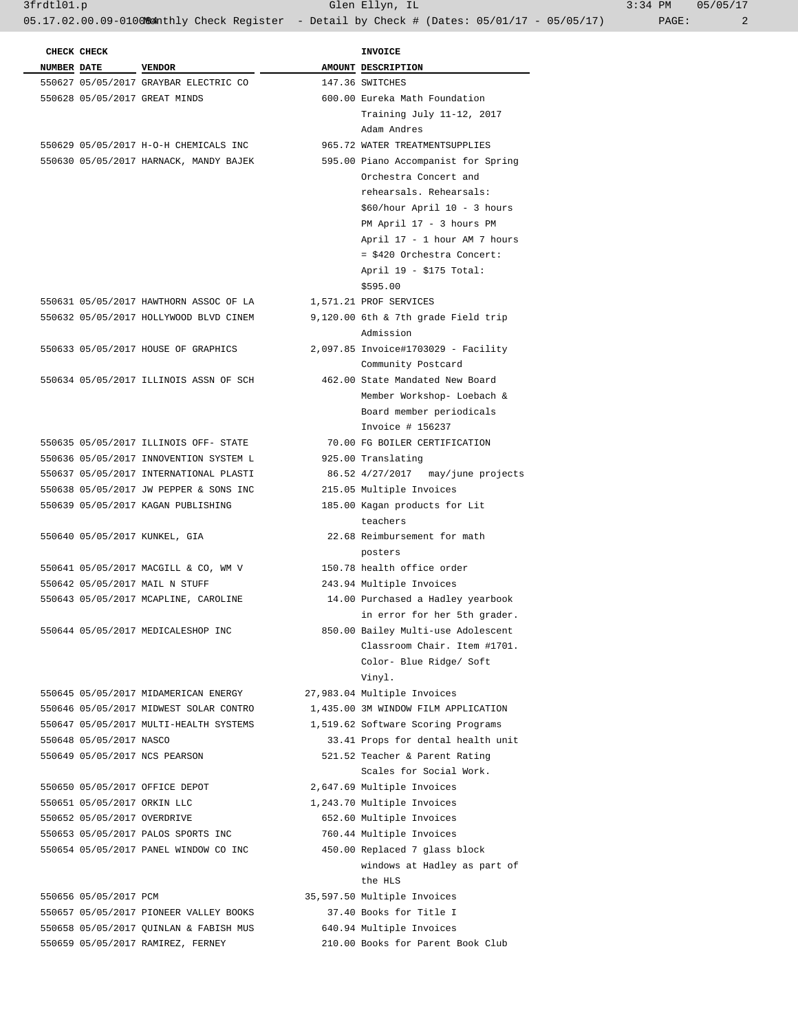| CHECK NUMBER | CHECK DATE | VENDOR | AMOUNT | INVOICE DESCRIPTION |
|---|---|---|---|---|
| 550627 | 05/05/2017 | GRAYBAR ELECTRIC CO | 147.36 | SWITCHES |
| 550628 | 05/05/2017 | GREAT MINDS | 600.00 | Eureka Math Foundation Training July 11-12, 2017 Adam Andres |
| 550629 | 05/05/2017 | H-O-H CHEMICALS INC | 965.72 | WATER TREATMENTSUPPLIES |
| 550630 | 05/05/2017 | HARNACK, MANDY BAJEK | 595.00 | Piano Accompanist for Spring Orchestra Concert and rehearsals. Rehearsals: $60/hour April 10 - 3 hours PM April 17 - 3 hours PM April 17 - 1 hour AM 7 hours = $420 Orchestra Concert: April 19 - $175 Total: $595.00 |
| 550631 | 05/05/2017 | HAWTHORN ASSOC OF LA | 1,571.21 | PROF SERVICES |
| 550632 | 05/05/2017 | HOLLYWOOD BLVD CINEM | 9,120.00 | 6th & 7th grade Field trip Admission |
| 550633 | 05/05/2017 | HOUSE OF GRAPHICS | 2,097.85 | Invoice#1703029 - Facility Community Postcard |
| 550634 | 05/05/2017 | ILLINOIS ASSN OF SCH | 462.00 | State Mandated New Board Member Workshop- Loebach & Board member periodicals Invoice # 156237 |
| 550635 | 05/05/2017 | ILLINOIS OFF- STATE | 70.00 | FG BOILER CERTIFICATION |
| 550636 | 05/05/2017 | INNOVENTION SYSTEM L | 925.00 | Translating |
| 550637 | 05/05/2017 | INTERNATIONAL PLASTI | 86.52 | 4/27/2017 may/june projects |
| 550638 | 05/05/2017 | JW PEPPER & SONS INC | 215.05 | Multiple Invoices |
| 550639 | 05/05/2017 | KAGAN PUBLISHING | 185.00 | Kagan products for Lit teachers |
| 550640 | 05/05/2017 | KUNKEL, GIA | 22.68 | Reimbursement for math posters |
| 550641 | 05/05/2017 | MACGILL & CO, WM V | 150.78 | health office order |
| 550642 | 05/05/2017 | MAIL N STUFF | 243.94 | Multiple Invoices |
| 550643 | 05/05/2017 | MCAPLINE, CAROLINE | 14.00 | Purchased a Hadley yearbook in error for her 5th grader. |
| 550644 | 05/05/2017 | MEDICALESHOP INC | 850.00 | Bailey Multi-use Adolescent Classroom Chair. Item #1701. Color- Blue Ridge/ Soft Vinyl. |
| 550645 | 05/05/2017 | MIDAMERICAN ENERGY | 27,983.04 | Multiple Invoices |
| 550646 | 05/05/2017 | MIDWEST SOLAR CONTRO | 1,435.00 | 3M WINDOW FILM APPLICATION |
| 550647 | 05/05/2017 | MULTI-HEALTH SYSTEMS | 1,519.62 | Software Scoring Programs |
| 550648 | 05/05/2017 | NASCO | 33.41 | Props for dental health unit |
| 550649 | 05/05/2017 | NCS PEARSON | 521.52 | Teacher & Parent Rating Scales for Social Work. |
| 550650 | 05/05/2017 | OFFICE DEPOT | 2,647.69 | Multiple Invoices |
| 550651 | 05/05/2017 | ORKIN LLC | 1,243.70 | Multiple Invoices |
| 550652 | 05/05/2017 | OVERDRIVE | 652.60 | Multiple Invoices |
| 550653 | 05/05/2017 | PALOS SPORTS INC | 760.44 | Multiple Invoices |
| 550654 | 05/05/2017 | PANEL WINDOW CO INC | 450.00 | Replaced 7 glass block windows at Hadley as part of the HLS |
| 550656 | 05/05/2017 | PCM | 35,597.50 | Multiple Invoices |
| 550657 | 05/05/2017 | PIONEER VALLEY BOOKS | 37.40 | Books for Title I |
| 550658 | 05/05/2017 | QUINLAN & FABISH MUS | 640.94 | Multiple Invoices |
| 550659 | 05/05/2017 | RAMIREZ, FERNEY | 210.00 | Books for Parent Book Club |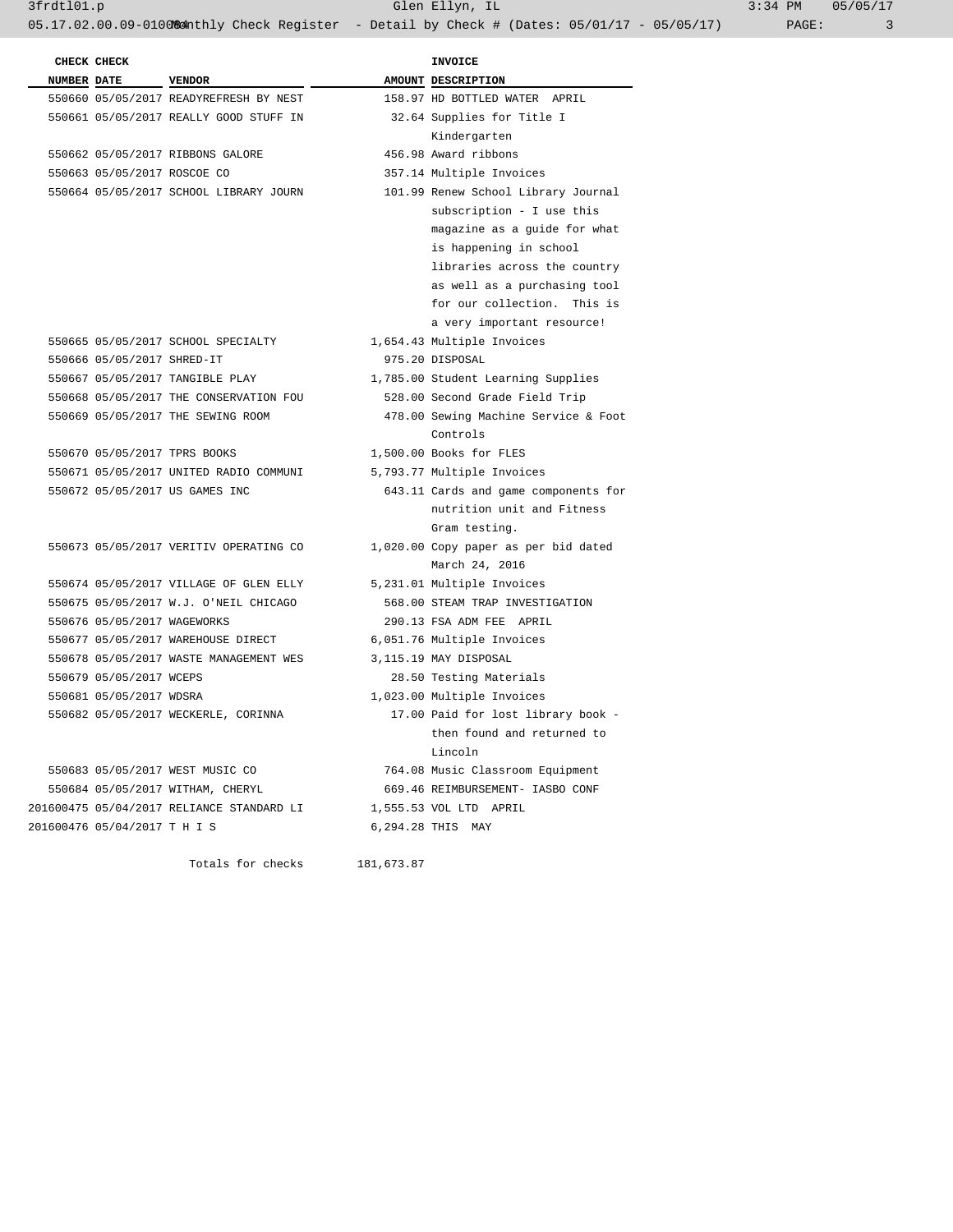| CHECK NUMBER | CHECK DATE | VENDOR | AMOUNT | INVOICE DESCRIPTION |
|---|---|---|---|---|
| 550660 | 05/05/2017 | READYREFRESH BY NEST | 158.97 | HD BOTTLED WATER APRIL |
| 550661 | 05/05/2017 | REALLY GOOD STUFF IN | 32.64 | Supplies for Title I Kindergarten |
| 550662 | 05/05/2017 | RIBBONS GALORE | 456.98 | Award ribbons |
| 550663 | 05/05/2017 | ROSCOE CO | 357.14 | Multiple Invoices |
| 550664 | 05/05/2017 | SCHOOL LIBRARY JOURN | 101.99 | Renew School Library Journal subscription - I use this magazine as a guide for what is happening in school libraries across the country as well as a purchasing tool for our collection. This is a very important resource! |
| 550665 | 05/05/2017 | SCHOOL SPECIALTY | 1,654.43 | Multiple Invoices |
| 550666 | 05/05/2017 | SHRED-IT | 975.20 | DISPOSAL |
| 550667 | 05/05/2017 | TANGIBLE PLAY | 1,785.00 | Student Learning Supplies |
| 550668 | 05/05/2017 | THE CONSERVATION FOU | 528.00 | Second Grade Field Trip |
| 550669 | 05/05/2017 | THE SEWING ROOM | 478.00 | Sewing Machine Service & Foot Controls |
| 550670 | 05/05/2017 | TPRS BOOKS | 1,500.00 | Books for FLES |
| 550671 | 05/05/2017 | UNITED RADIO COMMUNI | 5,793.77 | Multiple Invoices |
| 550672 | 05/05/2017 | US GAMES INC | 643.11 | Cards and game components for nutrition unit and Fitness Gram testing. |
| 550673 | 05/05/2017 | VERITIV OPERATING CO | 1,020.00 | Copy paper as per bid dated March 24, 2016 |
| 550674 | 05/05/2017 | VILLAGE OF GLEN ELLY | 5,231.01 | Multiple Invoices |
| 550675 | 05/05/2017 | W.J. O'NEIL CHICAGO | 568.00 | STEAM TRAP INVESTIGATION |
| 550676 | 05/05/2017 | WAGEWORKS | 290.13 | FSA ADM FEE APRIL |
| 550677 | 05/05/2017 | WAREHOUSE DIRECT | 6,051.76 | Multiple Invoices |
| 550678 | 05/05/2017 | WASTE MANAGEMENT WES | 3,115.19 | MAY DISPOSAL |
| 550679 | 05/05/2017 | WCEPS | 28.50 | Testing Materials |
| 550681 | 05/05/2017 | WDSRA | 1,023.00 | Multiple Invoices |
| 550682 | 05/05/2017 | WECKERLE, CORINNA | 17.00 | Paid for lost library book - then found and returned to Lincoln |
| 550683 | 05/05/2017 | WEST MUSIC CO | 764.08 | Music Classroom Equipment |
| 550684 | 05/05/2017 | WITHAM, CHERYL | 669.46 | REIMBURSEMENT- IASBO CONF |
| 201600475 | 05/04/2017 | RELIANCE STANDARD LI | 1,555.53 | VOL LTD APRIL |
| 201600476 | 05/04/2017 | T H I S | 6,294.28 | THIS MAY |
| | | Totals for checks | 181,673.87 | |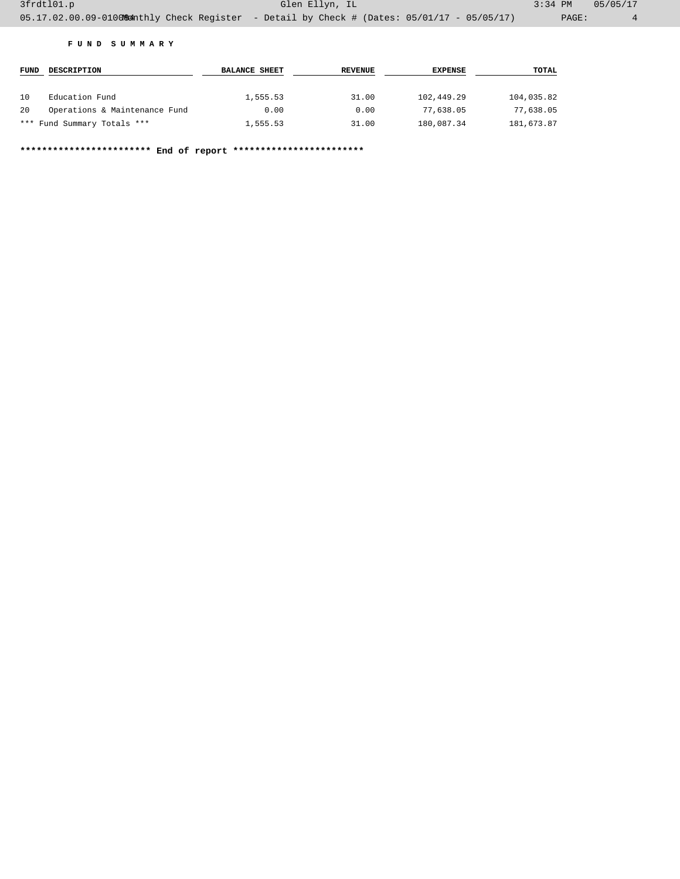**F U N D   S U M M A R Y**

| FUND | DESCRIPTION | BALANCE SHEET | REVENUE | EXPENSE | TOTAL |
|---|---|---|---|---|---|
| 10 | Education Fund | 1,555.53 | 31.00 | 102,449.29 | 104,035.82 |
| 20 | Operations & Maintenance Fund | 0.00 | 0.00 | 77,638.05 | 77,638.05 |
| *** Fund Summary Totals *** | | 1,555.53 | 31.00 | 180,087.34 | 181,673.87 |

**************************** End of report ****************************